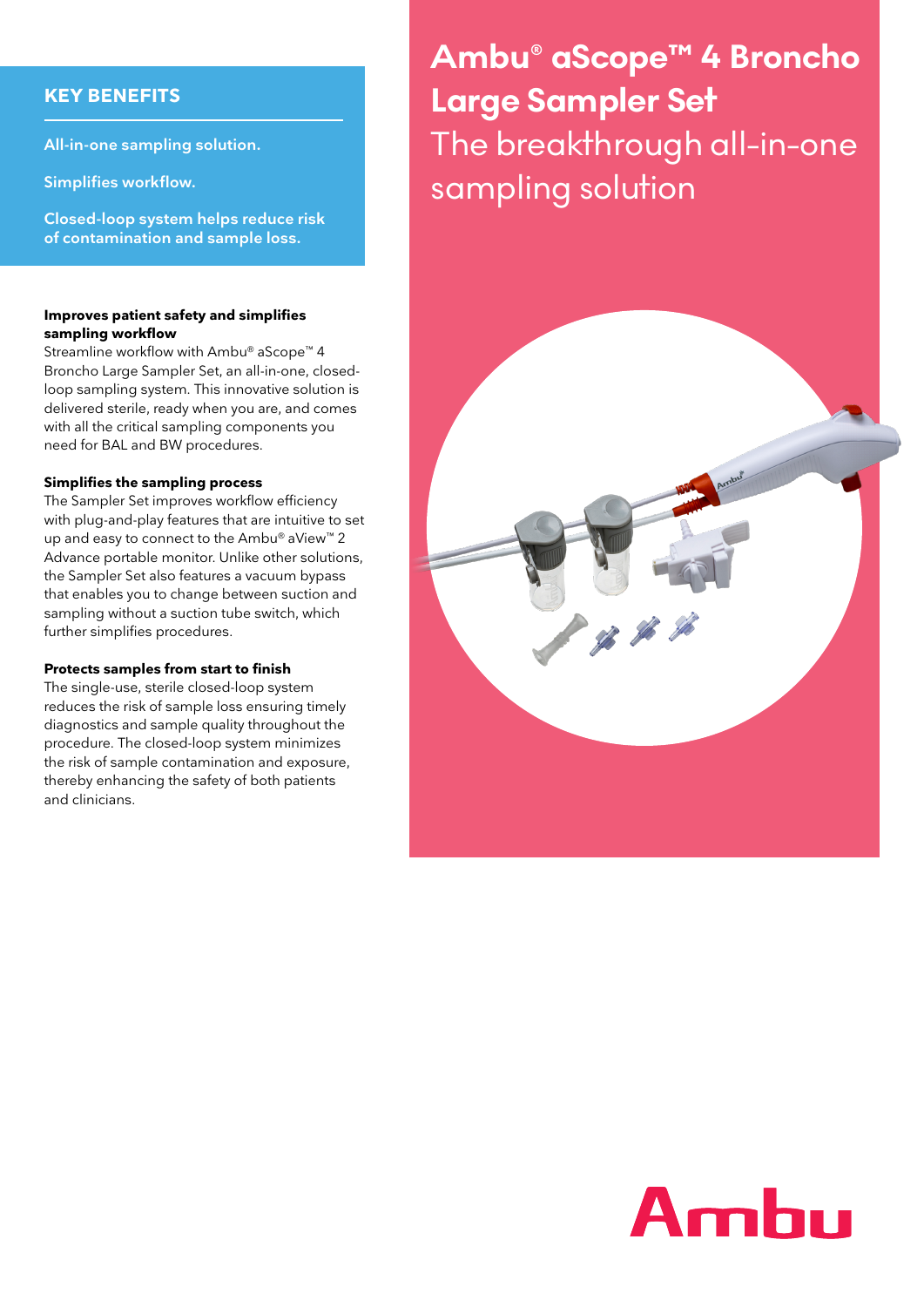# Ambu® aScope™ 4 Broncho Large Sampler Set

The breakthrough all-in-one sampling solution

## KEY BENEFITS

All-in-one sampling solution.

Simplifies workflow.

Closed-loop system helps reduce risk of contamination and sample loss.

**Improves patient safety and simplifies sampling workflow**

Streamline workflow with Ambu® aScope™ 4 Broncho Large Sampler Set, an all-in-one, closed-loop sampling system. This innovative solution is delivered sterile, ready when you are, and comes with all the critical sampling components you need for BAL and BW procedures.

**Simplifies the sampling process**

The Sampler Set improves workflow efficiency with plug-and-play features that are intuitive to set up and easy to connect to the Ambu® aView™ 2 Advance portable monitor. Unlike other solutions, the Sampler Set also features a vacuum bypass that enables you to change between suction and sampling without a suction tube switch, which further simplifies procedures.

**Protects samples from start to finish**

The single-use, sterile closed-loop system reduces the risk of sample loss ensuring timely diagnostics and sample quality throughout the procedure. The closed-loop system minimizes the risk of sample contamination and exposure, thereby enhancing the safety of both patients and clinicians.

Ambu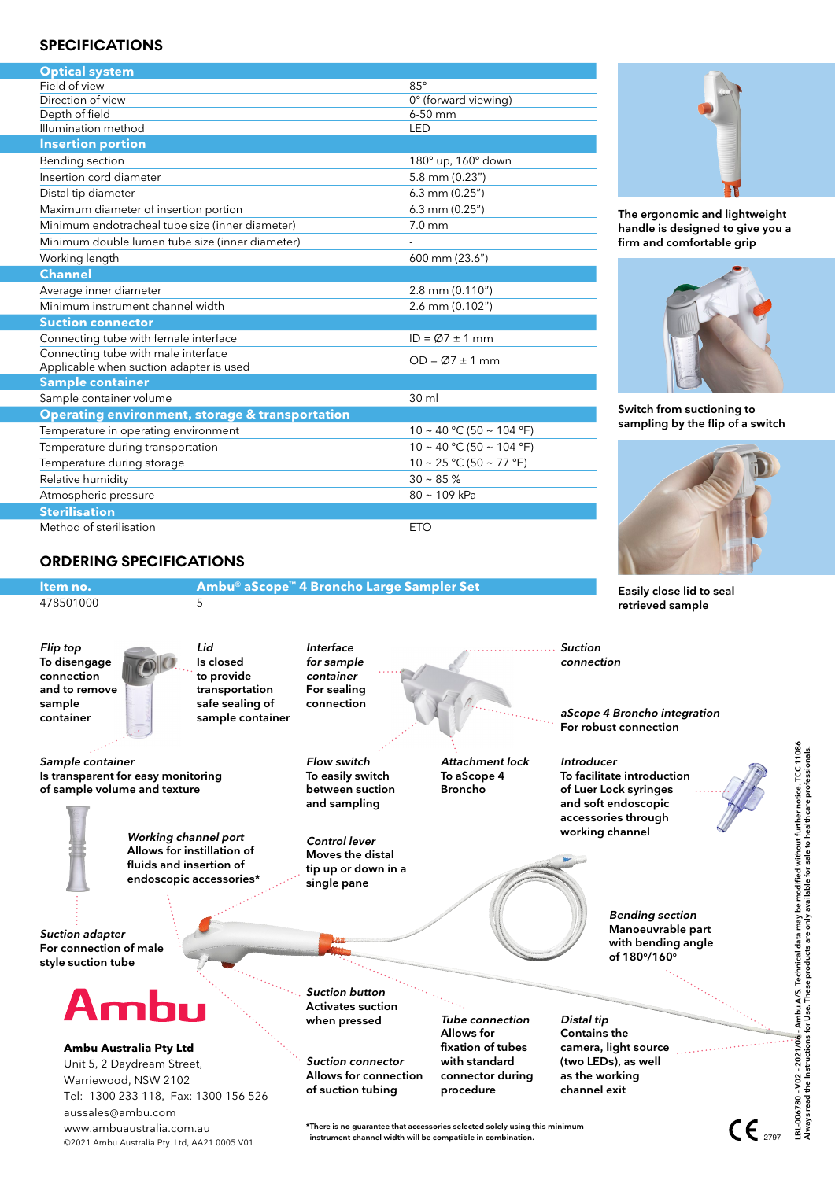## SPECIFICATIONS

| | |
|---|---|
| **Optical system** | |
| Field of view | 85° |
| Direction of view | 0° (forward viewing) |
| Depth of field | 6-50 mm |
| Illumination method | LED |
| **Insertion portion** | |
| Bending section | 180° up, 160° down |
| Insertion cord diameter | 5.8 mm (0.23") |
| Distal tip diameter | 6.3 mm (0.25") |
| Maximum diameter of insertion portion | 6.3 mm (0.25") |
| Minimum endotracheal tube size (inner diameter) | 7.0 mm |
| Minimum double lumen tube size (inner diameter) | - |
| Working length | 600 mm (23.6") |
| **Channel** | |
| Average inner diameter | 2.8 mm (0.110") |
| Minimum instrument channel width | 2.6 mm (0.102") |
| **Suction connector** | |
| Connecting tube with female interface | ID = Ø7 ± 1 mm |
| Connecting tube with male interface Applicable when suction adapter is used | OD = Ø7 ± 1 mm |
| **Sample container** | |
| Sample container volume | 30 ml |
| **Operating environment, storage & transportation** | |
| Temperature in operating environment | 10 ~ 40 °C (50 ~ 104 °F) |
| Temperature during transportation | 10 ~ 40 °C (50 ~ 104 °F) |
| Temperature during storage | 10 ~ 25 °C (50 ~ 77 °F) |
| Relative humidity | 30 ~ 85 % |
| Atmospheric pressure | 80 ~ 109 kPa |
| **Sterilisation** | |
| Method of sterilisation | ETO |

The ergonomic and lightweight handle is designed to give you a firm and comfortable grip

Switch from suctioning to sampling by the flip of a switch

Easily close lid to seal retrieved sample

## ORDERING SPECIFICATIONS

| Item no. | Ambu® aScope™ 4 Broncho Large Sampler Set |
|---|---|
| 478501000 | 5 |

*Flip top*
To disengage connection and to remove sample container

*Lid*
Is closed to provide transportation safe sealing of sample container

*Interface for sample container*
For sealing connection

*Suction connection*

*aScope 4 Broncho integration*
For robust connection

*Sample container*
Is transparent for easy monitoring of sample volume and texture

*Flow switch*
To easily switch between suction and sampling

*Attachment lock*
To aScope 4 Broncho

*Introducer*
To facilitate introduction of Luer Lock syringes and soft endoscopic accessories through working channel

*Working channel port*
Allows for instillation of fluids and insertion of endoscopic accessories*

*Control lever*
Moves the distal tip up or down in a single pane

*Suction adapter*
For connection of male style suction tube

*Bending section*
Manoeuvrable part with bending angle of 180°/160°

*Suction button*
Activates suction when pressed

*Tube connection*
Allows for fixation of tubes with standard connector during procedure

*Distal tip*
Contains the camera, light source (two LEDs), as well as the working channel exit

*Suction connector*
Allows for connection of suction tubing

Ambu

**Ambu Australia Pty Ltd**
Unit 5, 2 Daydream Street,
Warriewood, NSW 2102
Tel: 1300 233 118, Fax: 1300 156 526
aussales@ambu.com.au
www.ambuaustralia.com.au
©2021 Ambu Australia Pty. Ltd, AA21 0005 V01

*There is no guarantee that accessories selected solely using this minimum instrument channel width will be compatible in combination.

CE 2797

LBL-006780 - V02 - 2021/06 - Ambu A/S. Technical data may be modified without further notice. TCC 11086
Always read the Instructions for Use. These products are only available for sale to health care professionals.